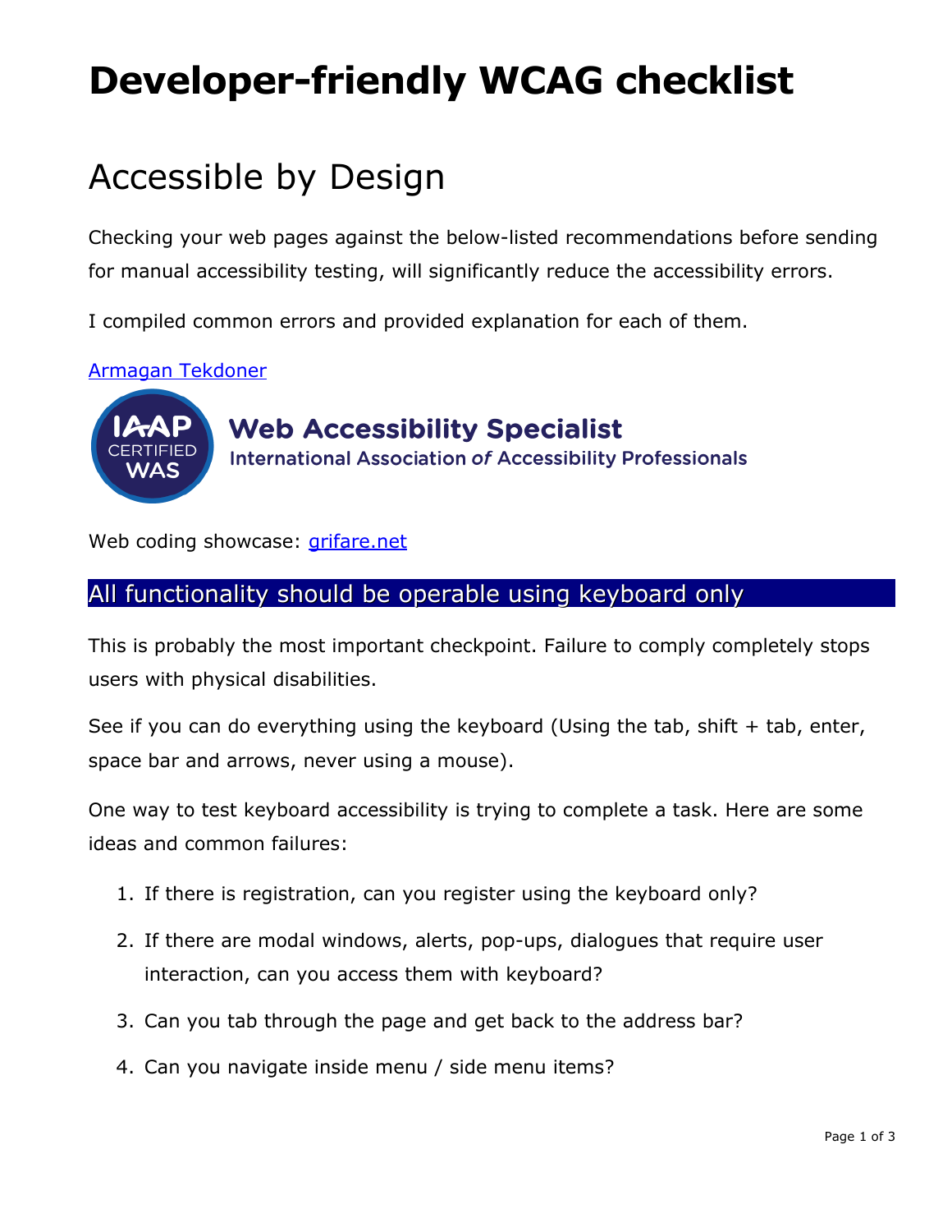# Developer-friendly WCAG checklist

## Accessible by Design

Checking your web pages against the below-listed recommendations before sending for manual accessibility testing, will significantly reduce the accessibility errors.

I compiled common errors and provided explanation for each of them.

[Armagan Tekdoner]()

**Web Accessibility Specialist**

International Association *of* Accessibility Professionals

Web coding showcase: [grifare.net]()

### All functionality should be operable using keyboard only

This is probably the most important checkpoint. Failure to comply completely stops users with physical disabilities.

See if you can do everything using the keyboard (Using the tab, shift + tab, enter, space bar and arrows, never using a mouse).

One way to test keyboard accessibility is trying to complete a task. Here are some ideas and common failures:

1. If there is registration, can you register using the keyboard only?
2. If there are modal windows, alerts, pop-ups, dialogues that require user interaction, can you access them with keyboard?
3. Can you tab through the page and get back to the address bar?
4. Can you navigate inside menu / side menu items?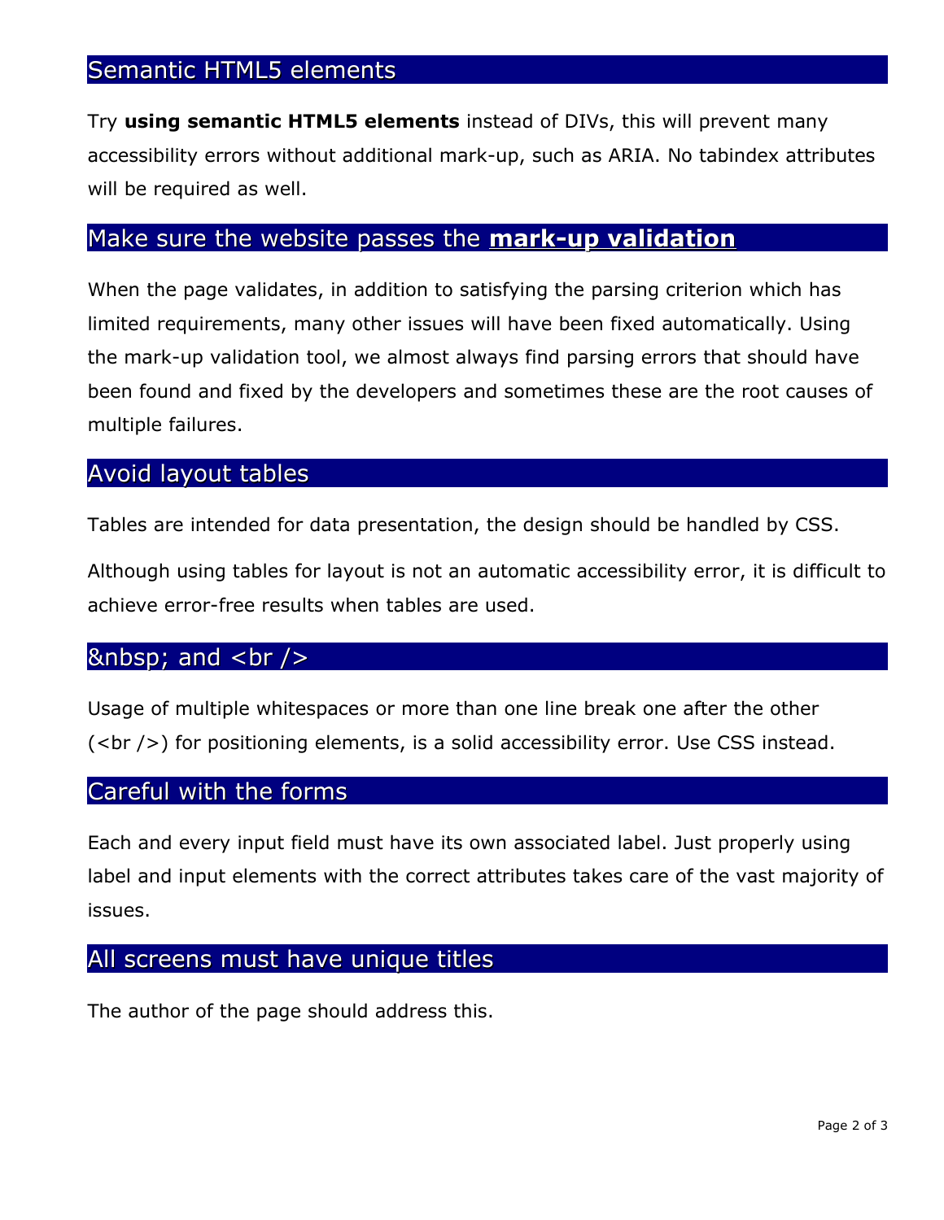## Semantic HTML5 elements

Try **using semantic HTML5 elements** instead of DIVs, this will prevent many accessibility errors without additional mark-up, such as ARIA. No tabindex attributes will be required as well.

## Make sure the website passes the **mark-up validation**

When the page validates, in addition to satisfying the parsing criterion which has limited requirements, many other issues will have been fixed automatically. Using the mark-up validation tool, we almost always find parsing errors that should have been found and fixed by the developers and sometimes these are the root causes of multiple failures.

## Avoid layout tables

Tables are intended for data presentation, the design should be handled by CSS.

Although using tables for layout is not an automatic accessibility error, it is difficult to achieve error-free results when tables are used.

## &nbsp; and <br />

Usage of multiple whitespaces or more than one line break one after the other (<br />) for positioning elements, is a solid accessibility error. Use CSS instead.

## Careful with the forms

Each and every input field must have its own associated label. Just properly using label and input elements with the correct attributes takes care of the vast majority of issues.

## All screens must have unique titles

The author of the page should address this.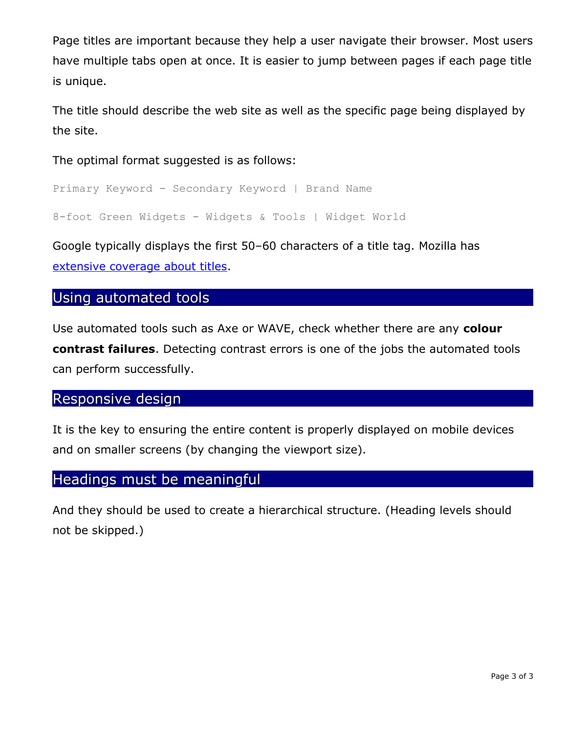Page titles are important because they help a user navigate their browser. Most users have multiple tabs open at once. It is easier to jump between pages if each page title is unique.

The title should describe the web site as well as the specific page being displayed by the site.

The optimal format suggested is as follows:

```
Primary Keyword - Secondary Keyword | Brand Name

8-foot Green Widgets - Widgets & Tools | Widget World
```

Google typically displays the first 50–60 characters of a title tag. Mozilla has extensive coverage about titles.

## Using automated tools

Use automated tools such as Axe or WAVE, check whether there are any **colour contrast failures**. Detecting contrast errors is one of the jobs the automated tools can perform successfully.

## Responsive design

It is the key to ensuring the entire content is properly displayed on mobile devices and on smaller screens (by changing the viewport size).

## Headings must be meaningful

And they should be used to create a hierarchical structure. (Heading levels should not be skipped.)